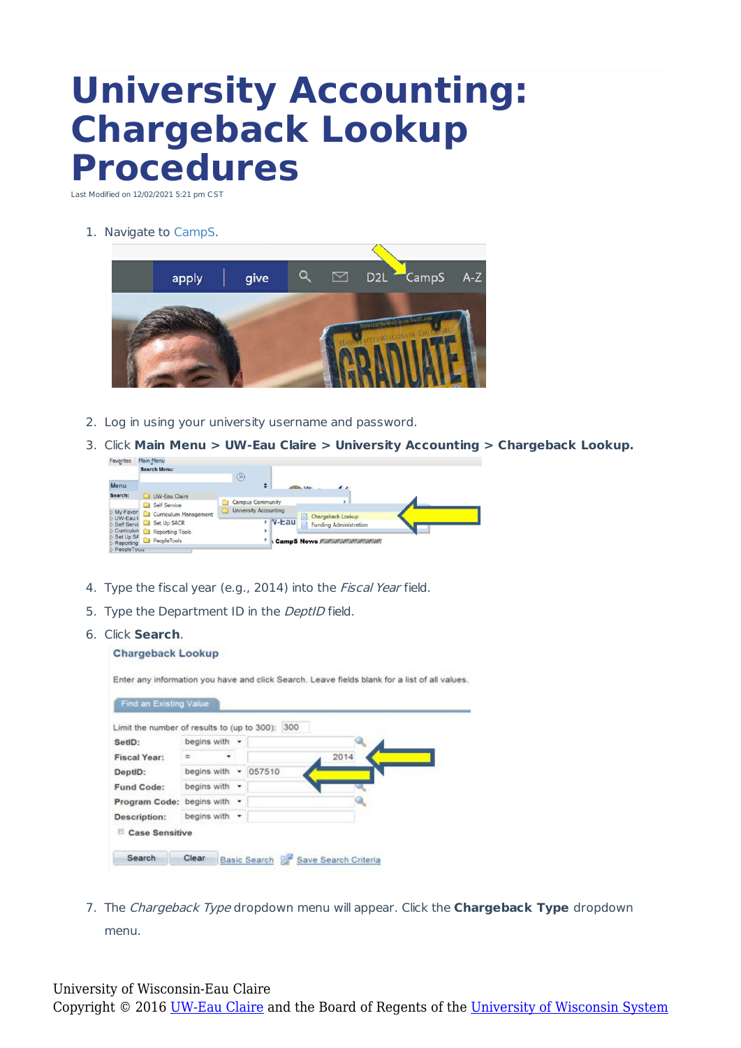# University Accounting: Chargeback Lookup Procedures

Last Modified on 12/02/2021 5:21 pm CST

1. Navigate to CampS.
2. Log in using your university username and password.
3. Click **Main Menu > UW-Eau Claire > University Accounting > Chargeback Lookup.**
4. Type the fiscal year (e.g., 2014) into the *Fiscal Year* field.
5. Type the Department ID in the *DeptID* field.
6. Click **Search**.
7. The *Chargeback Type* dropdown menu will appear. Click the **Chargeback Type** dropdown menu.

University of Wisconsin-Eau Claire
Copyright © 2016 UW-Eau Claire and the Board of Regents of the University of Wisconsin System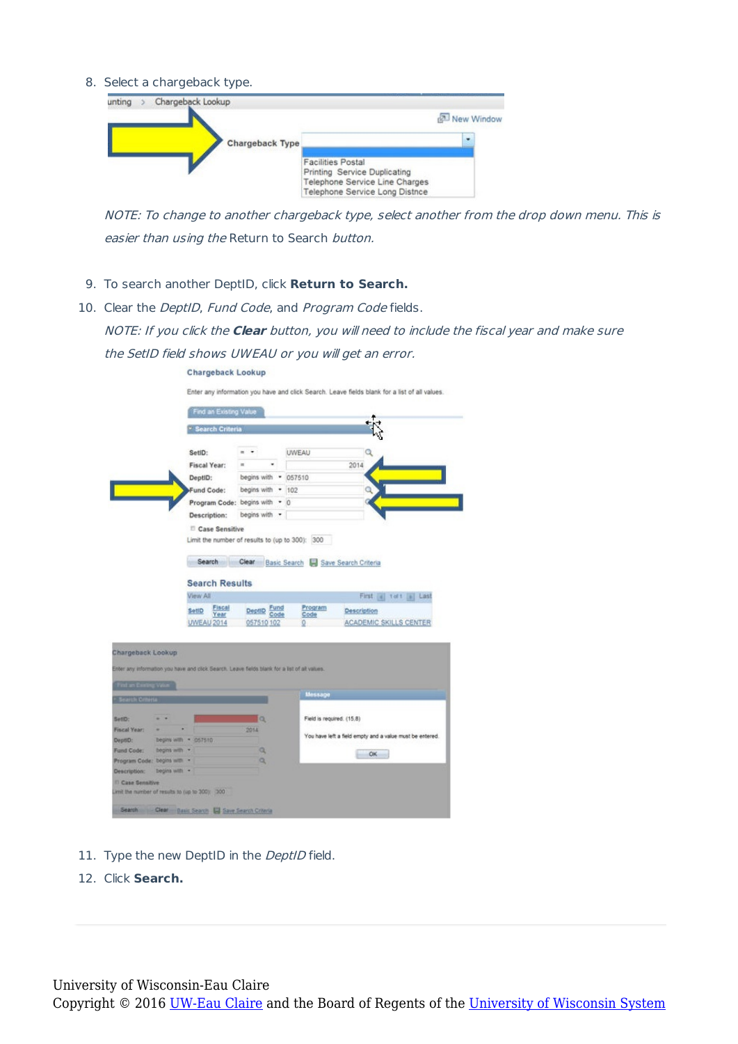8. Select a chargeback type.

   *NOTE: To change to another chargeback type, select another from the drop down menu. This is easier than using the* Return to Search *button.*

9. To search another DeptID, click **Return to Search.**
10. Clear the *DeptID*, *Fund Code*, and *Program Code* fields.

    *NOTE: If you click the **Clear** button, you will need to include the fiscal year and make sure the SetID field shows UWEAU or you will get an error.*

11. Type the new DeptID in the *DeptID* field.
12. Click **Search.**

University of Wisconsin-Eau Claire
Copyright © 2016 UW-Eau Claire and the Board of Regents of the University of Wisconsin System